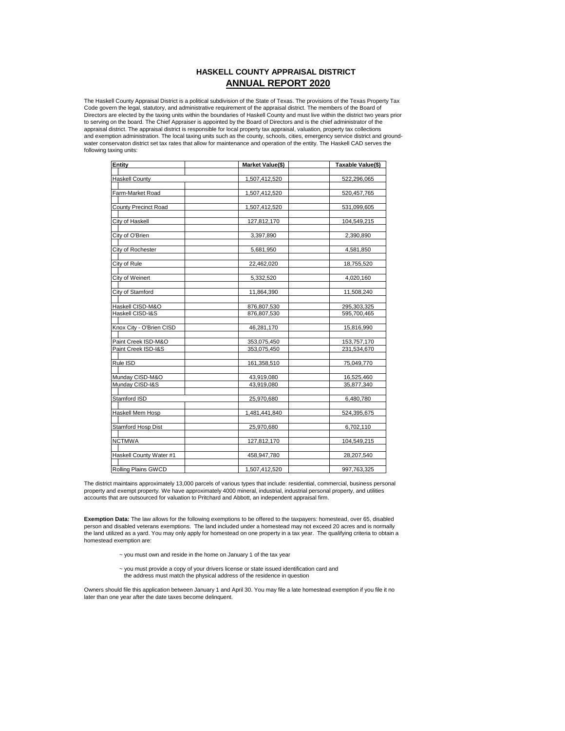# HASKELL COUNTY APPRAISAL DISTRICT

## ANNUAL REPORT 2020

The Haskell County Appraisal District is a political subdivision of the State of Texas. The provisions of the Texas Property Tax Code govern the legal, statutory, and administrative requirement of the appraisal district. The members of the Board of Directors are elected by the taxing units within the boundaries of Haskell County and must live within the district two years prior to serving on the board. The Chief Appraiser is appointed by the Board of Directors and is the chief administrator of the appraisal district. The appraisal district is responsible for local property tax appraisal, valuation, property tax collections and exemption administration. The local taxing units such as the county, schools, cities, emergency service district and ground-water conservaton district set tax rates that allow for maintenance and operation of the entity. The Haskell CAD serves the following taxing units:

| Entity | Market Value($) | Taxable Value($) |
|---|---|---|
| Haskell County | 1,507,412,520 | 522,296,065 |
| Farm-Market Road | 1,507,412,520 | 520,457,765 |
| County Precinct Road | 1,507,412,520 | 531,099,605 |
| City of Haskell | 127,812,170 | 104,549,215 |
| City of O'Brien | 3,397,890 | 2,390,890 |
| City of Rochester | 5,681,950 | 4,581,850 |
| City of Rule | 22,462,020 | 18,755,520 |
| City of Weinert | 5,332,520 | 4,020,160 |
| City of Stamford | 11,864,390 | 11,508,240 |
| Haskell CISD-M&O | 876,807,530 | 295,303,325 |
| Haskell CISD-I&S | 876,807,530 | 595,700,465 |
| Knox City - O'Brien CISD | 46,281,170 | 15,816,990 |
| Paint Creek ISD-M&O | 353,075,450 | 153,757,170 |
| Paint Creek ISD-I&S | 353,075,450 | 231,534,670 |
| Rule ISD | 161,358,510 | 75,049,770 |
| Munday CISD-M&O | 43,919,080 | 16,525,460 |
| Munday CISD-I&S | 43,919,080 | 35,877,340 |
| Stamford ISD | 25,970,680 | 6,480,780 |
| Haskell Mem Hosp | 1,481,441,840 | 524,395,675 |
| Stamford Hosp Dist | 25,970,680 | 6,702,110 |
| NCTMWA | 127,812,170 | 104,549,215 |
| Haskell County Water #1 | 458,947,780 | 28,207,540 |
| Rolling Plains GWCD | 1,507,412,520 | 997,763,325 |

The district maintains approximately 13,000 parcels of various types that include: residential, commercial, business personal property and exempt property. We have approximately 4000 mineral, industrial, industrial personal property, and utilities accounts that are outsourced for valuation to Pritchard and Abbott, an independent appraisal firm.

**Exemption Data:** The law allows for the following exemptions to be offered to the taxpayers: homestead, over 65, disabled person and disabled veterans exemptions. The land included under a homestead may not exceed 20 acres and is normally the land utilized as a yard. You may only apply for homestead on one property in a tax year. The qualifying criteria to obtain a homestead exemption are:

~ you must own and reside in the home on January 1 of the tax year

~ you must provide a copy of your drivers license or state issued identification card and the address must match the physical address of the residence in question

Owners should file this application between January 1 and April 30. You may file a late homestead exemption if you file it no later than one year after the date taxes become delinquent.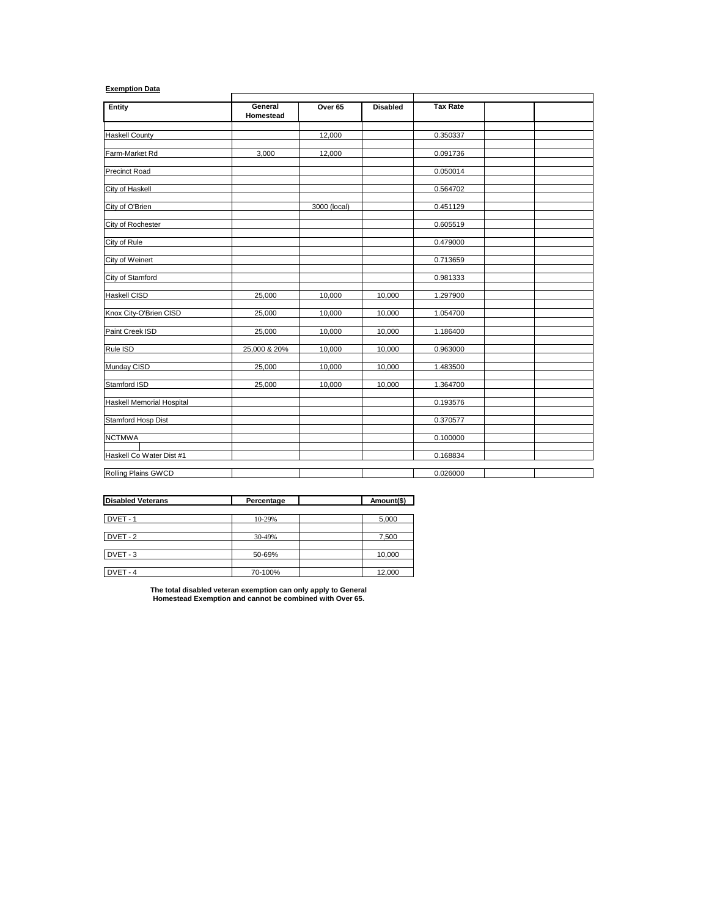**Exemption Data**

| Entity | General Homestead | Over 65 | Disabled | Tax Rate | | |
|---|---|---|---|---|---|---|
| Haskell County | | 12,000 | | 0.350337 | | |
| Farm-Market Rd | 3,000 | 12,000 | | 0.091736 | | |
| Precinct Road | | | | 0.050014 | | |
| City of Haskell | | | | 0.564702 | | |
| City of O'Brien | | 3000 (local) | | 0.451129 | | |
| City of Rochester | | | | 0.605519 | | |
| City of Rule | | | | 0.479000 | | |
| City of Weinert | | | | 0.713659 | | |
| City of Stamford | | | | 0.981333 | | |
| Haskell CISD | 25,000 | 10,000 | 10,000 | 1.297900 | | |
| Knox City-O'Brien CISD | 25,000 | 10,000 | 10,000 | 1.054700 | | |
| Paint Creek ISD | 25,000 | 10,000 | 10,000 | 1.186400 | | |
| Rule ISD | 25,000 & 20% | 10,000 | 10,000 | 0.963000 | | |
| Munday CISD | 25,000 | 10,000 | 10,000 | 1.483500 | | |
| Stamford ISD | 25,000 | 10,000 | 10,000 | 1.364700 | | |
| Haskell Memorial Hospital | | | | 0.193576 | | |
| Stamford Hosp Dist | | | | 0.370577 | | |
| NCTMWA | | | | 0.100000 | | |
| Haskell Co Water Dist #1 | | | | 0.168834 | | |
| Rolling Plains GWCD | | | | 0.026000 | | |

| Disabled Veterans | Percentage | | Amount($) |
|---|---|---|---|
| DVET - 1 | 10-29% | | 5,000 |
| DVET - 2 | 30-49% | | 7,500 |
| DVET - 3 | 50-69% | | 10,000 |
| DVET - 4 | 70-100% | | 12,000 |

**The total disabled veteran exemption can only apply to General Homestead Exemption and cannot be combined with Over 65.**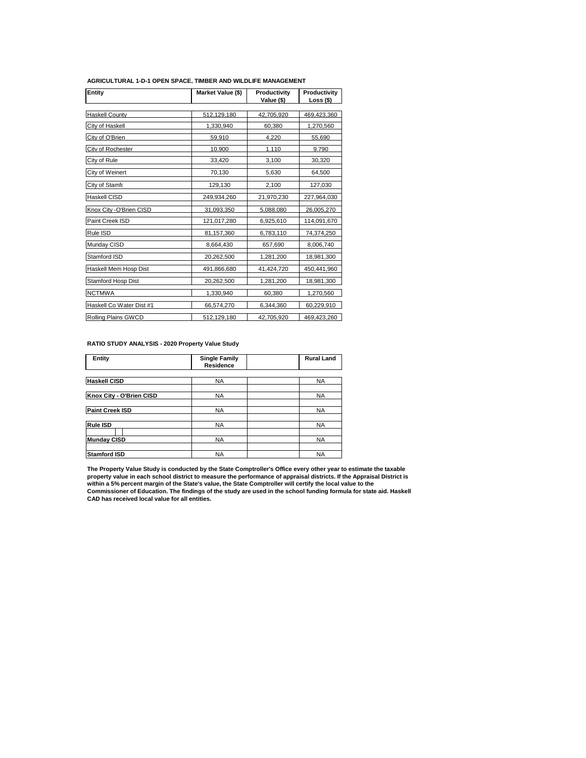**AGRICULTURAL 1-D-1 OPEN SPACE, TIMBER AND WILDLIFE MANAGEMENT**

| Entity | Market Value ($) | Productivity Value ($) | Productivity Loss ($) |
|---|---|---|---|
| Haskell County | 512,129,180 | 42,705,920 | 469,423,360 |
| City of Haskell | 1,330,940 | 60,380 | 1,270,560 |
| City of O'Brien | 59,910 | 4,220 | 55,690 |
| City of Rochester | 10,900 | 1,110 | 9,790 |
| City of Rule | 33,420 | 3,100 | 30,320 |
| City of Weinert | 70,130 | 5,630 | 64,500 |
| City of Stamfo | 129,130 | 2,100 | 127,030 |
| Haskell CISD | 249,934,260 | 21,970,230 | 227,964,030 |
| Knox City -O'Brien CISD | 31,093,350 | 5,088,080 | 26,005,270 |
| Paint Creek ISD | 121,017,280 | 6,925,610 | 114,091,670 |
| Rule ISD | 81,157,360 | 6,783,110 | 74,374,250 |
| Munday CISD | 8,664,430 | 657,690 | 8,006,740 |
| Stamford ISD | 20,262,500 | 1,281,200 | 18,981,300 |
| Haskell Mem Hosp Dist | 491,866,680 | 41,424,720 | 450,441,960 |
| Stamford Hosp Dist | 20,262,500 | 1,281,200 | 18,981,300 |
| NCTMWA | 1,330,940 | 60,380 | 1,270,560 |
| Haskell Co Water Dist #1 | 66,574,270 | 6,344,360 | 60,229,910 |
| Rolling Plains GWCD | 512,129,180 | 42,705,920 | 469,423,260 |

**RATIO STUDY ANALYSIS - 2020 Property Value Study**

| Entity | Single Family Residence | | Rural Land |
|---|---|---|---|
| **Haskell CISD** | NA | | NA |
| **Knox City - O'Brien CISD** | NA | | NA |
| **Paint Creek ISD** | NA | | NA |
| **Rule ISD** | NA | | NA |
| **Munday CISD** | NA | | NA |
| **Stamford ISD** | NA | | NA |

**The Property Value Study is conducted by the State Comptroller's Office every other year to estimate the taxable property value in each school district to measure the performance of appraisal districts. If the Appraisal District is within a 5% percent margin of the State's value, the State Comptroller will certify the local value to the Commissioner of Education. The findings of the study are used in the school funding formula for state aid. Haskell CAD has received local value for all entities.**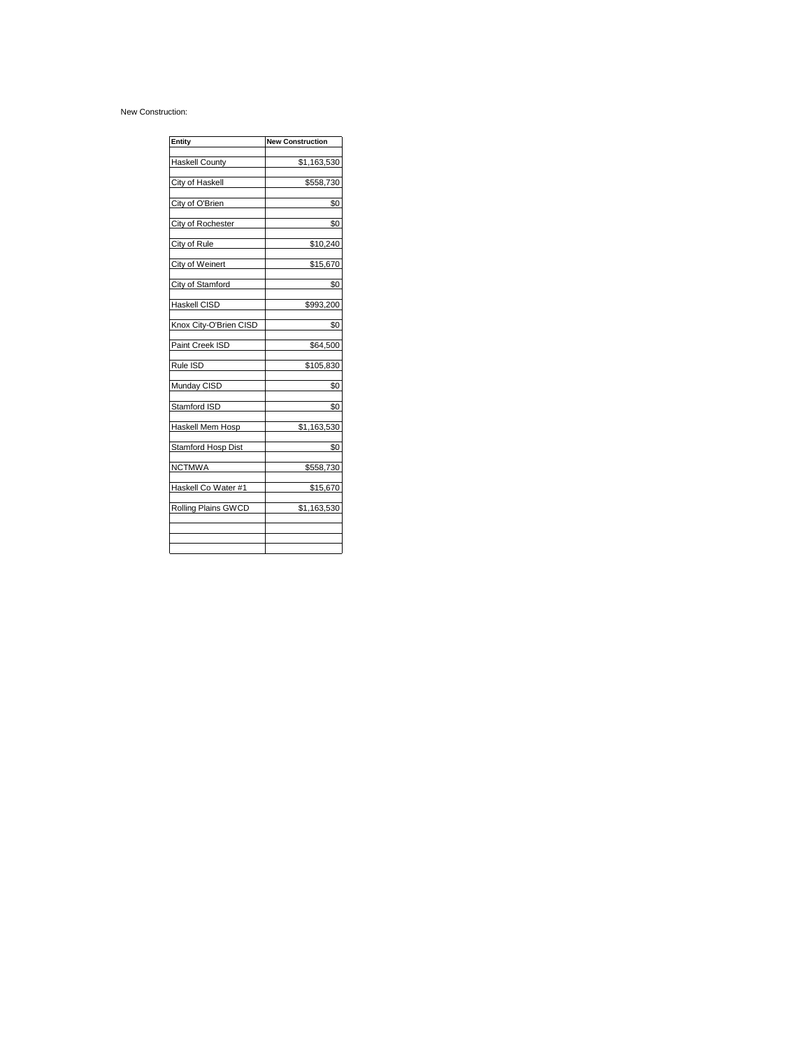New Construction:

| Entity | New Construction |
|---|---|
| Haskell County | $1,163,530 |
| City of Haskell | $558,730 |
| City of O'Brien | $0 |
| City of Rochester | $0 |
| City of Rule | $10,240 |
| City of Weinert | $15,670 |
| City of Stamford | $0 |
| Haskell CISD | $993,200 |
| Knox City-O'Brien CISD | $0 |
| Paint Creek ISD | $64,500 |
| Rule ISD | $105,830 |
| Munday CISD | $0 |
| Stamford ISD | $0 |
| Haskell Mem Hosp | $1,163,530 |
| Stamford Hosp Dist | $0 |
| NCTMWA | $558,730 |
| Haskell Co Water #1 | $15,670 |
| Rolling Plains GWCD | $1,163,530 |